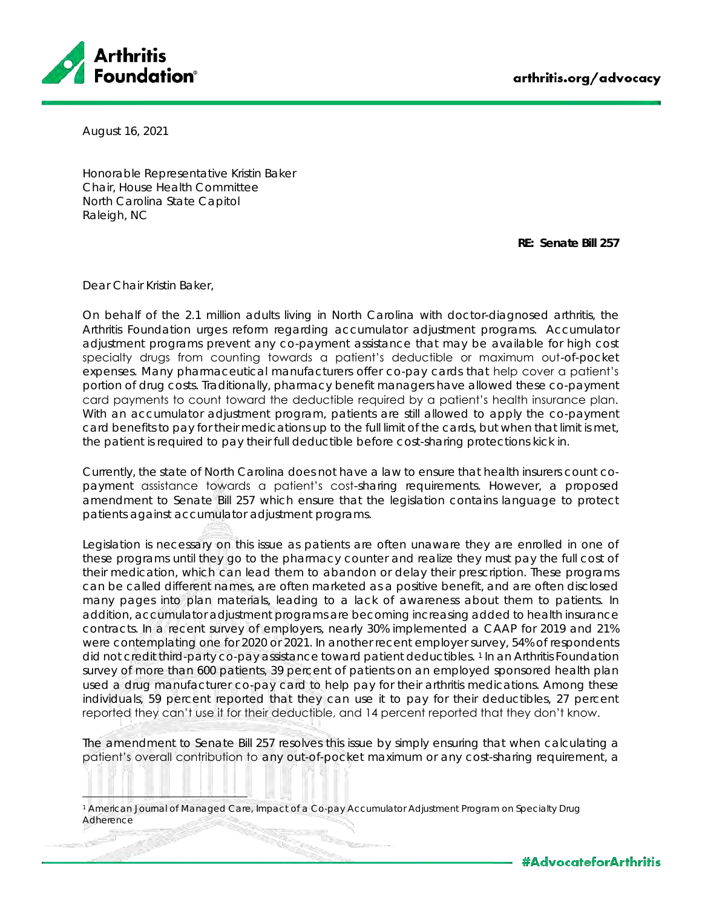August 16, 2021

Honorable Representative Kristin Baker
Chair, House Health Committee
North Carolina State Capitol
Raleigh, NC

**RE: Senate Bill 257**

Dear Chair Kristin Baker,

On behalf of the 2.1 million adults living in North Carolina with doctor-diagnosed arthritis, the Arthritis Foundation urges reform regarding accumulator adjustment programs. Accumulator adjustment programs prevent any co-payment assistance that may be available for high cost specialty drugs from counting towards a patient's deductible or maximum out-of-pocket expenses. Many pharmaceutical manufacturers offer co-pay cards that help cover a patient's portion of drug costs. Traditionally, pharmacy benefit managers have allowed these co-payment card payments to count toward the deductible required by a patient's health insurance plan. With an accumulator adjustment program, patients are still allowed to apply the co-payment card benefits to pay for their medications up to the full limit of the cards, but when that limit is met, the patient is required to pay their full deductible before cost-sharing protections kick in.

Currently, the state of North Carolina does not have a law to ensure that health insurers count co-payment assistance towards a patient's cost-sharing requirements. However, a proposed amendment to Senate Bill 257 which ensure that the legislation contains language to protect patients against accumulator adjustment programs.

Legislation is necessary on this issue as patients are often unaware they are enrolled in one of these programs until they go to the pharmacy counter and realize they must pay the full cost of their medication, which can lead them to abandon or delay their prescription. These programs can be called different names, are often marketed as a positive benefit, and are often disclosed many pages into plan materials, leading to a lack of awareness about them to patients. In addition, accumulator adjustment programs are becoming increasing added to health insurance contracts. In a recent survey of employers, nearly 30% implemented a CAAP for 2019 and 21% were contemplating one for 2020 or 2021. In another recent employer survey, 54% of respondents did not credit third-party co-pay assistance toward patient deductibles. [1] In an Arthritis Foundation survey of more than 600 patients, 39 percent of patients on an employed sponsored health plan used a drug manufacturer co-pay card to help pay for their arthritis medications. Among these individuals, 59 percent reported that they can use it to pay for their deductibles, 27 percent reported they can't use it for their deductible, and 14 percent reported that they don't know.

The amendment to Senate Bill 257 resolves this issue by simply ensuring that when calculating a patient's overall contribution to any out-of-pocket maximum or any cost-sharing requirement, a

[1] American Journal of Managed Care, Impact of a Co-pay Accumulator Adjustment Program on Specialty Drug Adherence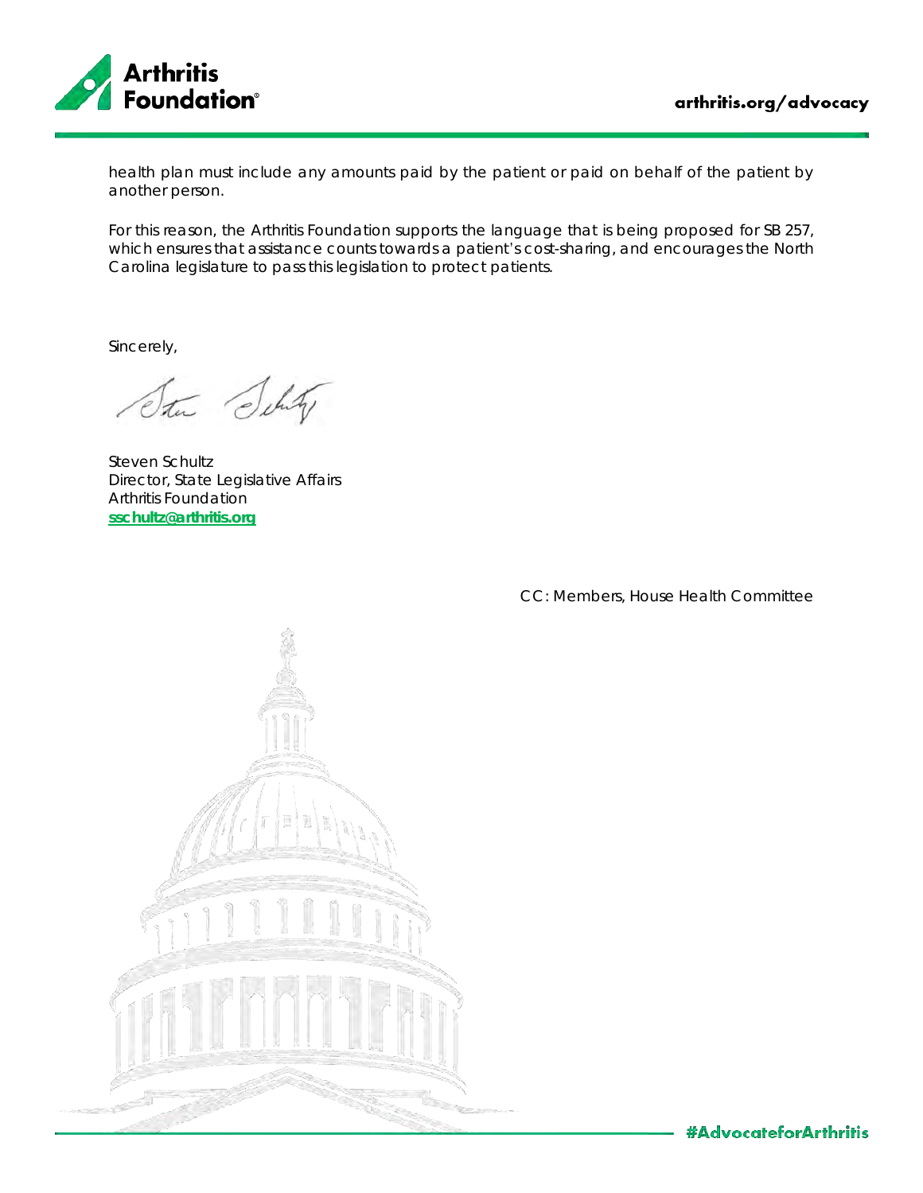health plan must include any amounts paid by the patient or paid on behalf of the patient by another person.

For this reason, the Arthritis Foundation supports the language that is being proposed for SB 257, which ensures that assistance counts towards a patient's cost-sharing, and encourages the North Carolina legislature to pass this legislation to protect patients.

Sincerely,

Steven Schultz
Director, State Legislative Affairs
Arthritis Foundation
**sschultz@arthritis.org**

CC: Members, House Health Committee